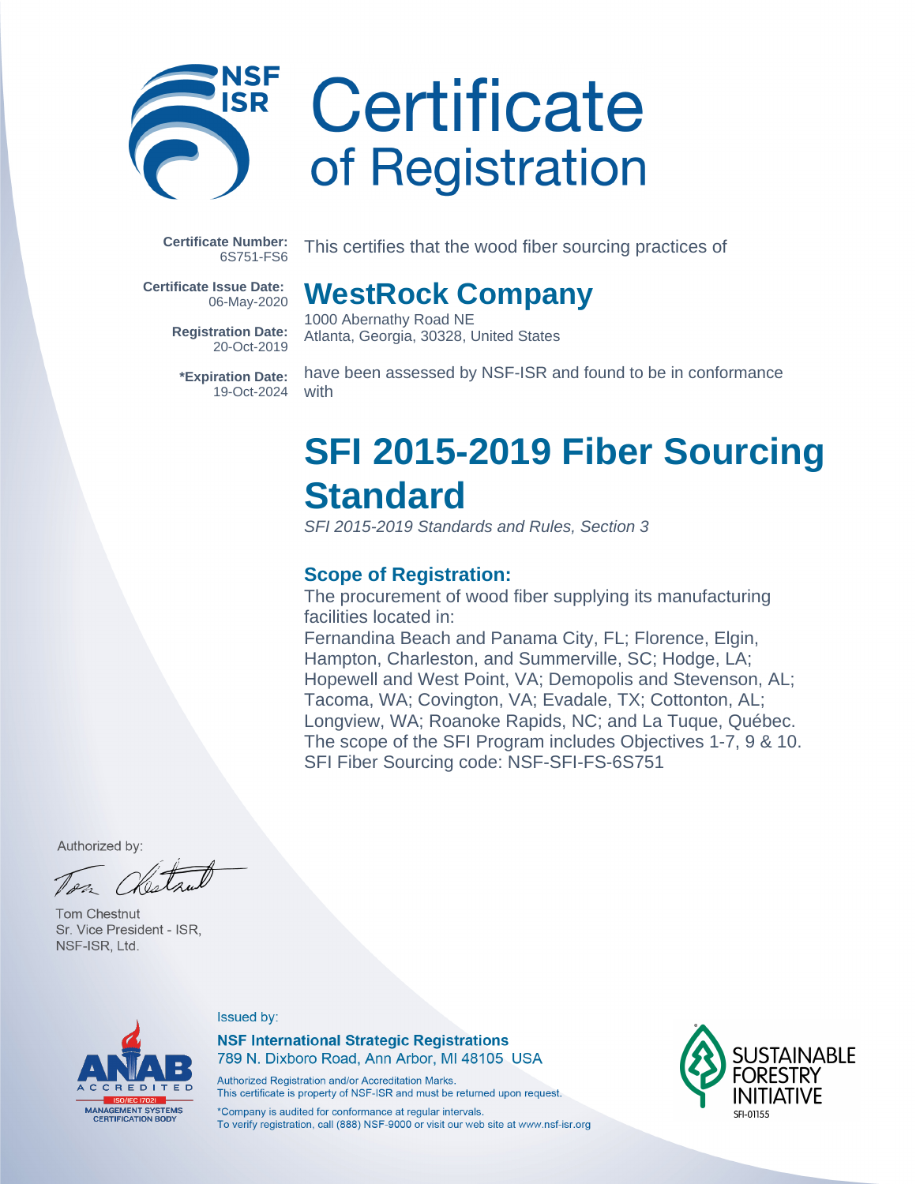NSF ISR

# Certificate of Registration

**Certificate Number:** 6S751-FS6

**Certificate Issue Date:** 06-May-2020

**Registration Date:** 20-Oct-2019

***Expiration Date:** 19-Oct-2024

This certifies that the wood fiber sourcing practices of

## WestRock Company

1000 Abernathy Road NE
Atlanta, Georgia, 30328, United States

have been assessed by NSF-ISR and found to be in conformance with

# SFI 2015-2019 Fiber Sourcing Standard

*SFI 2015-2019 Standards and Rules, Section 3*

### Scope of Registration:

The procurement of wood fiber supplying its manufacturing facilities located in:
Fernandina Beach and Panama City, FL; Florence, Elgin, Hampton, Charleston, and Summerville, SC; Hodge, LA; Hopewell and West Point, VA; Demopolis and Stevenson, AL; Tacoma, WA; Covington, VA; Evadale, TX; Cottonton, AL; Longview, WA; Roanoke Rapids, NC; and La Tuque, Québec.
The scope of the SFI Program includes Objectives 1-7, 9 & 10.
SFI Fiber Sourcing code: NSF-SFI-FS-6S751

Authorized by:

Tom Chestnut
Sr. Vice President - ISR,
NSF-ISR, Ltd.

ANAB ACCREDITED ISO/IEC 17021 MANAGEMENT SYSTEMS CERTIFICATION BODY

Issued by:

**NSF International Strategic Registrations**
789 N. Dixboro Road, Ann Arbor, MI 48105 USA

Authorized Registration and/or Accreditation Marks.
This certificate is property of NSF-ISR and must be returned upon request.

*Company is audited for conformance at regular intervals.
To verify registration, call (888) NSF-9000 or visit our web site at www.nsf-isr.org

SUSTAINABLE FORESTRY INITIATIVE
SFI-01155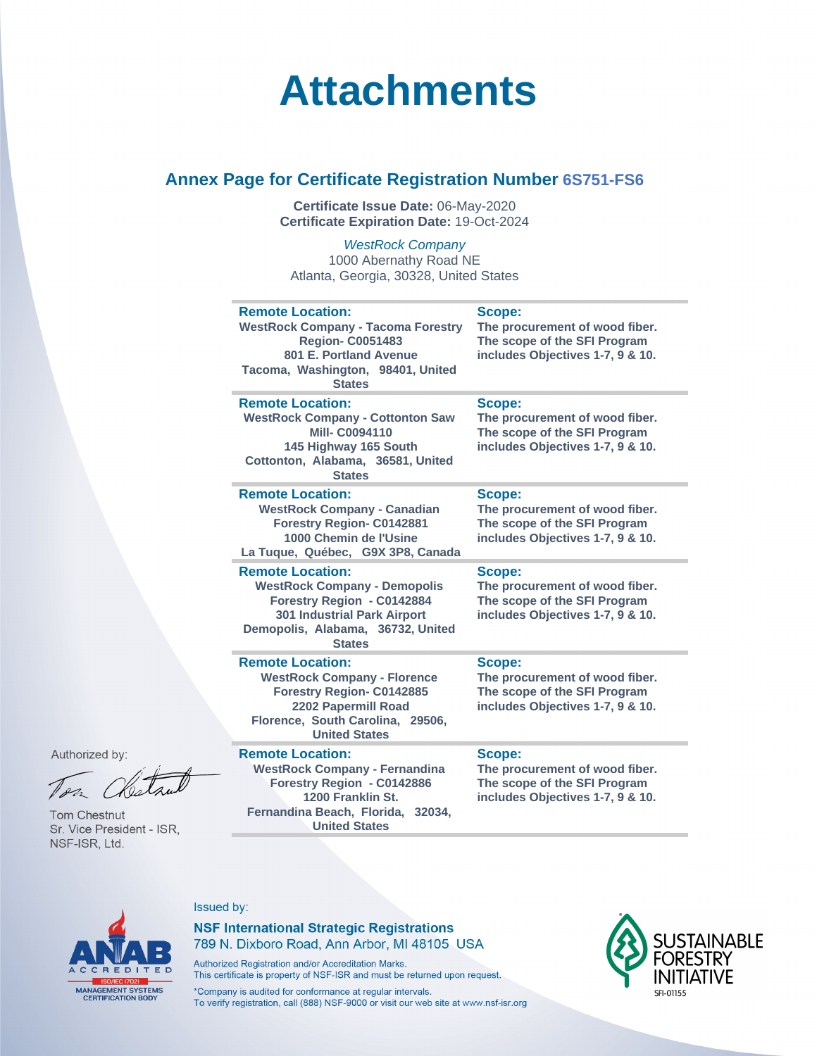# Attachments

## Annex Page for Certificate Registration Number 6S751-FS6

**Certificate Issue Date:** 06-May-2020
**Certificate Expiration Date:** 19-Oct-2024

*WestRock Company*
1000 Abernathy Road NE
Atlanta, Georgia, 30328, United States

| Remote Location: | Scope: |
|---|---|
| **WestRock Company - Tacoma Forestry Region- C0051483** **801 E. Portland Avenue** **Tacoma, Washington, 98401, United States** | **The procurement of wood fiber. The scope of the SFI Program includes Objectives 1-7, 9 & 10.** |
| **WestRock Company - Cottonton Saw Mill- C0094110** **145 Highway 165 South** **Cottonton, Alabama, 36581, United States** | **The procurement of wood fiber. The scope of the SFI Program includes Objectives 1-7, 9 & 10.** |
| **WestRock Company - Canadian Forestry Region- C0142881** **1000 Chemin de l'Usine** **La Tuque, Québec, G9X 3P8, Canada** | **The procurement of wood fiber. The scope of the SFI Program includes Objectives 1-7, 9 & 10.** |
| **WestRock Company - Demopolis Forestry Region - C0142884** **301 Industrial Park Airport** **Demopolis, Alabama, 36732, United States** | **The procurement of wood fiber. The scope of the SFI Program includes Objectives 1-7, 9 & 10.** |
| **WestRock Company - Florence Forestry Region- C0142885** **2202 Papermill Road** **Florence, South Carolina, 29506, United States** | **The procurement of wood fiber. The scope of the SFI Program includes Objectives 1-7, 9 & 10.** |
| **WestRock Company - Fernandina Forestry Region - C0142886** **1200 Franklin St.** **Fernandina Beach, Florida, 32034, United States** | **The procurement of wood fiber. The scope of the SFI Program includes Objectives 1-7, 9 & 10.** |

Authorized by:

Tom Chestnut
Sr. Vice President - ISR,
NSF-ISR, Ltd.

ANAB ACCREDITED ISO/IEC 17021 MANAGEMENT SYSTEMS CERTIFICATION BODY

Issued by:

**NSF International Strategic Registrations**
789 N. Dixboro Road, Ann Arbor, MI 48105 USA

Authorized Registration and/or Accreditation Marks.
This certificate is property of NSF-ISR and must be returned upon request.

*Company is audited for conformance at regular intervals.
To verify registration, call (888) NSF-9000 or visit our web site at www.nsf-isr.org

SUSTAINABLE FORESTRY INITIATIVE
SFI-01155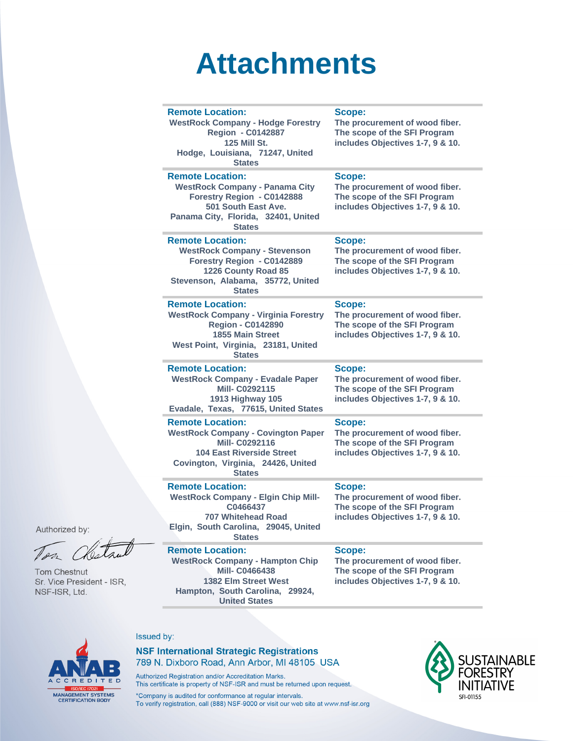# Attachments

| Remote Location: | Scope: |
|---|---|
| WestRock Company - Hodge Forestry Region - C0142887<br>125 Mill St.<br>Hodge, Louisiana, 71247, United States | The procurement of wood fiber. The scope of the SFI Program includes Objectives 1-7, 9 & 10. |
| WestRock Company - Panama City Forestry Region - C0142888<br>501 South East Ave.<br>Panama City, Florida, 32401, United States | The procurement of wood fiber. The scope of the SFI Program includes Objectives 1-7, 9 & 10. |
| WestRock Company - Stevenson Forestry Region - C0142889<br>1226 County Road 85<br>Stevenson, Alabama, 35772, United States | The procurement of wood fiber. The scope of the SFI Program includes Objectives 1-7, 9 & 10. |
| WestRock Company - Virginia Forestry Region - C0142890<br>1855 Main Street<br>West Point, Virginia, 23181, United States | The procurement of wood fiber. The scope of the SFI Program includes Objectives 1-7, 9 & 10. |
| WestRock Company - Evadale Paper Mill- C0292115<br>1913 Highway 105<br>Evadale, Texas, 77615, United States | The procurement of wood fiber. The scope of the SFI Program includes Objectives 1-7, 9 & 10. |
| WestRock Company - Covington Paper Mill- C0292116<br>104 East Riverside Street<br>Covington, Virginia, 24426, United States | The procurement of wood fiber. The scope of the SFI Program includes Objectives 1-7, 9 & 10. |
| WestRock Company - Elgin Chip Mill- C0466437<br>707 Whitehead Road<br>Elgin, South Carolina, 29045, United States | The procurement of wood fiber. The scope of the SFI Program includes Objectives 1-7, 9 & 10. |
| WestRock Company - Hampton Chip Mill- C0466438<br>1382 Elm Street West<br>Hampton, South Carolina, 29924, United States | The procurement of wood fiber. The scope of the SFI Program includes Objectives 1-7, 9 & 10. |

Authorized by:

Tom Chestnut
Sr. Vice President - ISR,
NSF-ISR, Ltd.

Issued by:

**NSF International Strategic Registrations**
789 N. Dixboro Road, Ann Arbor, MI 48105 USA

Authorized Registration and/or Accreditation Marks.
This certificate is property of NSF-ISR and must be returned upon request.

*Company is audited for conformance at regular intervals.
To verify registration, call (888) NSF-9000 or visit our web site at www.nsf-isr.org

ANAB ACCREDITED ISO/IEC 17021 MANAGEMENT SYSTEMS CERTIFICATION BODY

SUSTAINABLE FORESTRY INITIATIVE SFI-01155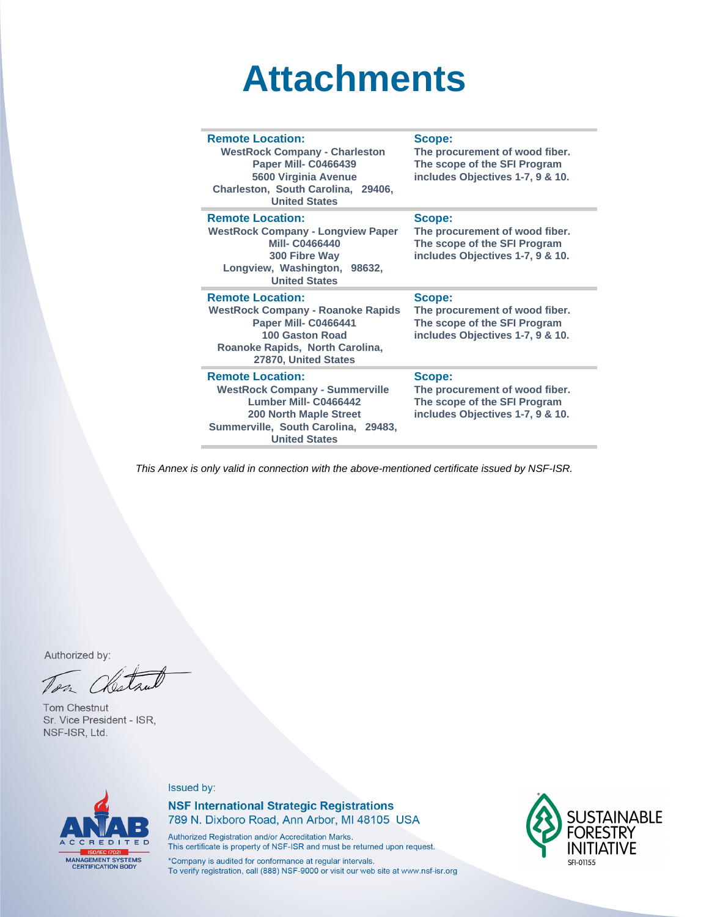# Attachments

| Remote Location: | Scope: |
|---|---|
| WestRock Company - Charleston Paper Mill- C0466439<br>5600 Virginia Avenue<br>Charleston, South Carolina, 29406, United States | The procurement of wood fiber. The scope of the SFI Program includes Objectives 1-7, 9 & 10. |
| **Remote Location:**<br>WestRock Company - Longview Paper Mill- C0466440<br>300 Fibre Way<br>Longview, Washington, 98632, United States | **Scope:**<br>The procurement of wood fiber. The scope of the SFI Program includes Objectives 1-7, 9 & 10. |
| **Remote Location:**<br>WestRock Company - Roanoke Rapids Paper Mill- C0466441<br>100 Gaston Road<br>Roanoke Rapids, North Carolina, 27870, United States | **Scope:**<br>The procurement of wood fiber. The scope of the SFI Program includes Objectives 1-7, 9 & 10. |
| **Remote Location:**<br>WestRock Company - Summerville Lumber Mill- C0466442<br>200 North Maple Street<br>Summerville, South Carolina, 29483, United States | **Scope:**<br>The procurement of wood fiber. The scope of the SFI Program includes Objectives 1-7, 9 & 10. |

*This Annex is only valid in connection with the above-mentioned certificate issued by NSF-ISR.*

Authorized by:

Tom Chestnut
Sr. Vice President - ISR,
NSF-ISR, Ltd.

ANAB ACCREDITED
ISO/IEC 17021
MANAGEMENT SYSTEMS CERTIFICATION BODY

Issued by:

**NSF International Strategic Registrations**
789 N. Dixboro Road, Ann Arbor, MI 48105 USA

Authorized Registration and/or Accreditation Marks.
This certificate is property of NSF-ISR and must be returned upon request.

*Company is audited for conformance at regular intervals.
To verify registration, call (888) NSF-9000 or visit our web site at www.nsf-isr.org

SUSTAINABLE FORESTRY INITIATIVE
SFI-01155